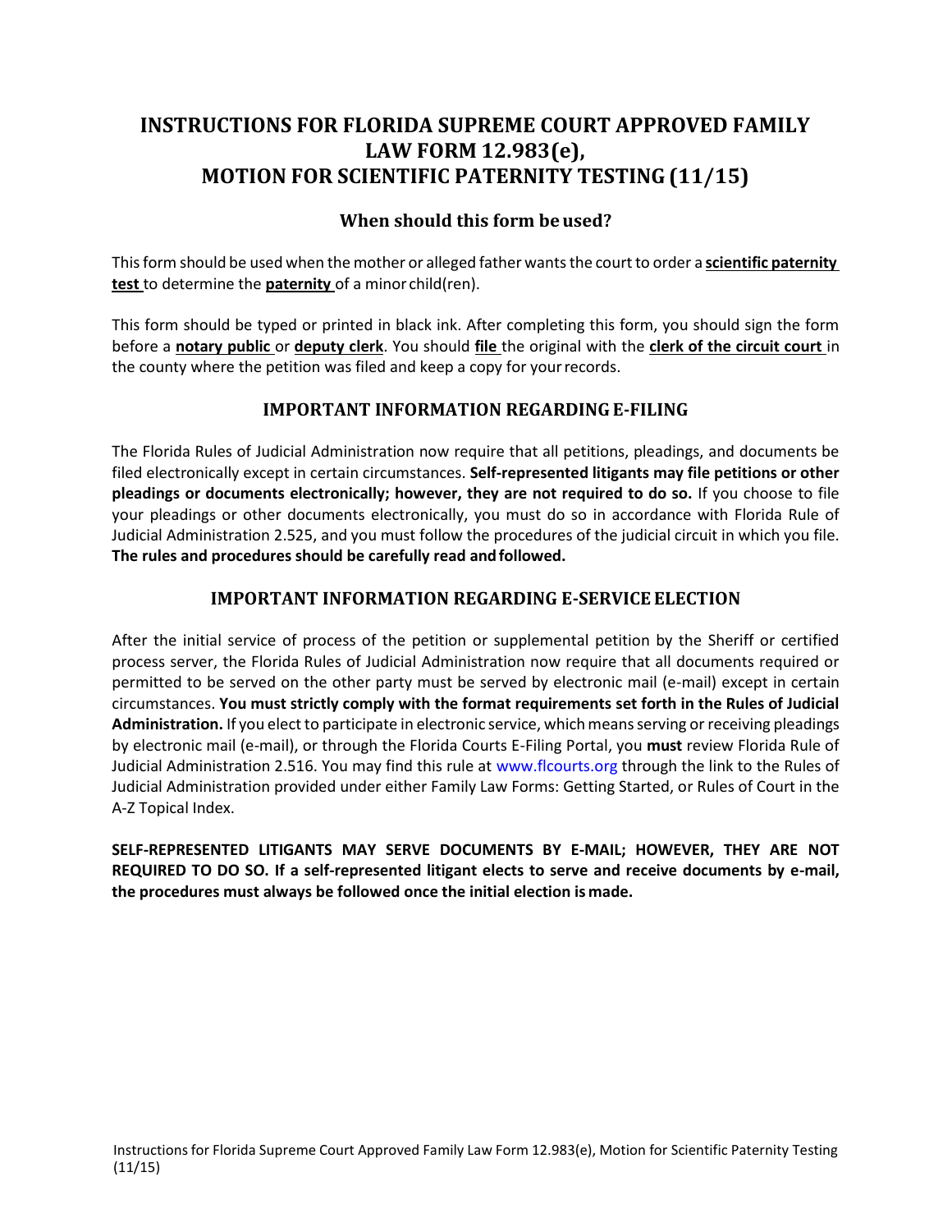# INSTRUCTIONS FOR FLORIDA SUPREME COURT APPROVED FAMILY LAW FORM 12.983(e), MOTION FOR SCIENTIFIC PATERNITY TESTING (11/15)

## When should this form be used?

This form should be used when the mother or alleged father wants the court to order a **scientific paternity test** to determine the **paternity** of a minor child(ren).

This form should be typed or printed in black ink. After completing this form, you should sign the form before a **notary public** or **deputy clerk**. You should **file** the original with the **clerk of the circuit court** in the county where the petition was filed and keep a copy for your records.

## IMPORTANT INFORMATION REGARDING E-FILING

The Florida Rules of Judicial Administration now require that all petitions, pleadings, and documents be filed electronically except in certain circumstances. **Self-represented litigants may file petitions or other pleadings or documents electronically; however, they are not required to do so.** If you choose to file your pleadings or other documents electronically, you must do so in accordance with Florida Rule of Judicial Administration 2.525, and you must follow the procedures of the judicial circuit in which you file. **The rules and procedures should be carefully read and followed.**

## IMPORTANT INFORMATION REGARDING E-SERVICE ELECTION

After the initial service of process of the petition or supplemental petition by the Sheriff or certified process server, the Florida Rules of Judicial Administration now require that all documents required or permitted to be served on the other party must be served by electronic mail (e-mail) except in certain circumstances. **You must strictly comply with the format requirements set forth in the Rules of Judicial Administration.** If you elect to participate in electronic service, which means serving or receiving pleadings by electronic mail (e-mail), or through the Florida Courts E-Filing Portal, you **must** review Florida Rule of Judicial Administration 2.516. You may find this rule at www.flcourts.org through the link to the Rules of Judicial Administration provided under either Family Law Forms: Getting Started, or Rules of Court in the A-Z Topical Index.

**SELF-REPRESENTED LITIGANTS MAY SERVE DOCUMENTS BY E-MAIL; HOWEVER, THEY ARE NOT REQUIRED TO DO SO. If a self-represented litigant elects to serve and receive documents by e-mail, the procedures must always be followed once the initial election is made.**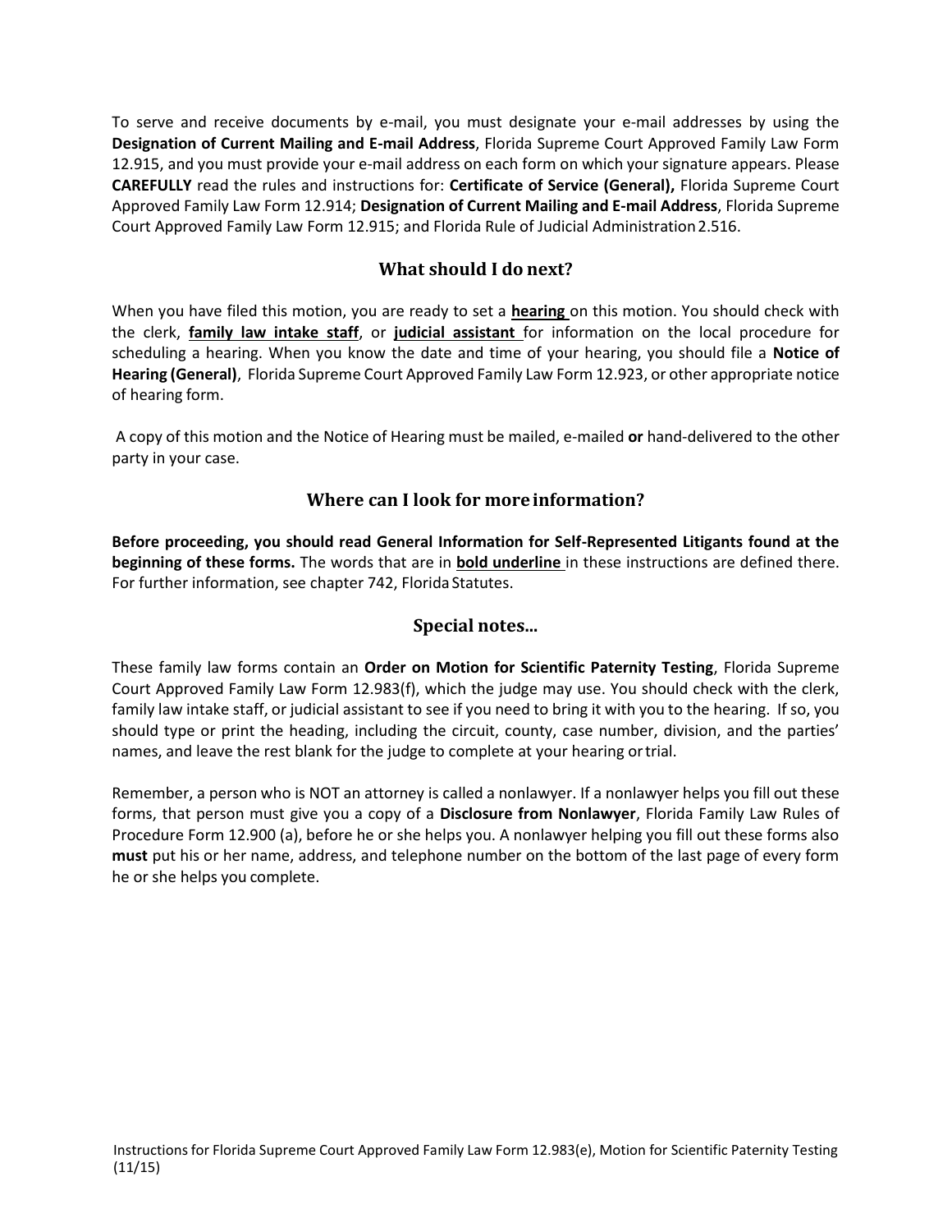To serve and receive documents by e-mail, you must designate your e-mail addresses by using the **Designation of Current Mailing and E-mail Address**, Florida Supreme Court Approved Family Law Form 12.915, and you must provide your e-mail address on each form on which your signature appears. Please **CAREFULLY** read the rules and instructions for: **Certificate of Service (General),** Florida Supreme Court Approved Family Law Form 12.914; **Designation of Current Mailing and E-mail Address**, Florida Supreme Court Approved Family Law Form 12.915; and Florida Rule of Judicial Administration 2.516.

## What should I do next?

When you have filed this motion, you are ready to set a **<u>hearing</u>** on this motion. You should check with the clerk, **<u>family law intake staff</u>**, or **<u>judicial assistant</u>** for information on the local procedure for scheduling a hearing. When you know the date and time of your hearing, you should file a **Notice of Hearing (General)**, Florida Supreme Court Approved Family Law Form 12.923, or other appropriate notice of hearing form.

A copy of this motion and the Notice of Hearing must be mailed, e-mailed **or** hand-delivered to the other party in your case.

## Where can I look for more information?

**Before proceeding, you should read General Information for Self-Represented Litigants found at the beginning of these forms.** The words that are in **<u>bold underline</u>** in these instructions are defined there. For further information, see chapter 742, Florida Statutes.

## Special notes...

These family law forms contain an **Order on Motion for Scientific Paternity Testing**, Florida Supreme Court Approved Family Law Form 12.983(f), which the judge may use. You should check with the clerk, family law intake staff, or judicial assistant to see if you need to bring it with you to the hearing. If so, you should type or print the heading, including the circuit, county, case number, division, and the parties' names, and leave the rest blank for the judge to complete at your hearing or trial.

Remember, a person who is NOT an attorney is called a nonlawyer. If a nonlawyer helps you fill out these forms, that person must give you a copy of a **Disclosure from Nonlawyer**, Florida Family Law Rules of Procedure Form 12.900 (a), before he or she helps you. A nonlawyer helping you fill out these forms also **must** put his or her name, address, and telephone number on the bottom of the last page of every form he or she helps you complete.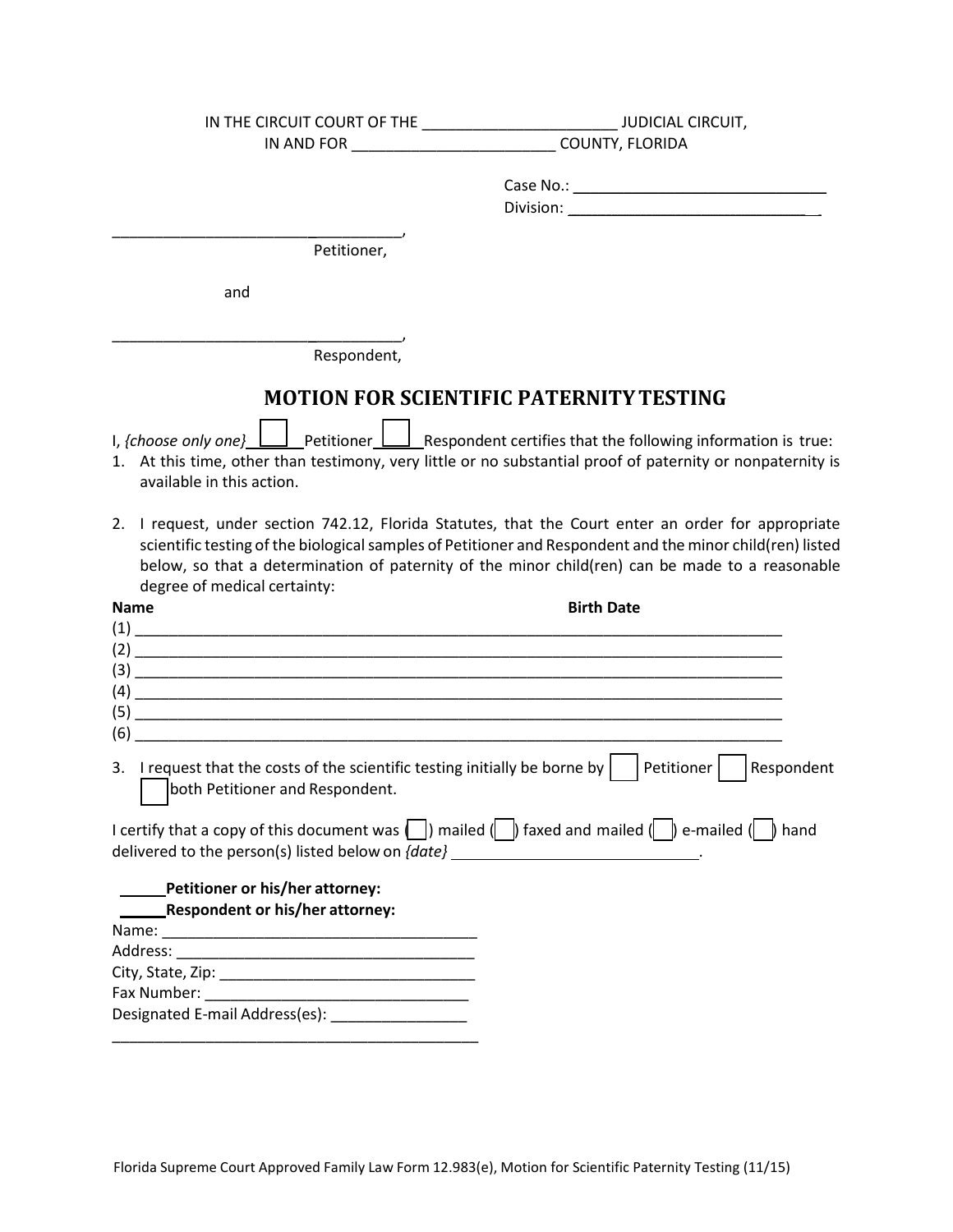IN THE CIRCUIT COURT OF THE _______________________ JUDICIAL CIRCUIT,
IN AND FOR ________________________ COUNTY, FLORIDA

Case No.: ______________________________
Division: ______________________________

____________________________________,
Petitioner,

and

____________________________________,
Respondent,

# MOTION FOR SCIENTIFIC PATERNITY TESTING

I, *{choose only one}* ☐ Petitioner ☐ Respondent certifies that the following information is true:

1. At this time, other than testimony, very little or no substantial proof of paternity or nonpaternity is available in this action.

2. I request, under section 742.12, Florida Statutes, that the Court enter an order for appropriate scientific testing of the biological samples of Petitioner and Respondent and the minor child(ren) listed below, so that a determination of paternity of the minor child(ren) can be made to a reasonable degree of medical certainty:

**Name** **Birth Date**

(1) ______________________________________________________________________________
(2) ______________________________________________________________________________
(3) ______________________________________________________________________________
(4) ______________________________________________________________________________
(5) ______________________________________________________________________________
(6) ______________________________________________________________________________

3. I request that the costs of the scientific testing initially be borne by ☐ Petitioner ☐ Respondent ☐ both Petitioner and Respondent.

I certify that a copy of this document was ( ) mailed ( ) faxed and mailed ( ) e-mailed ( ) hand delivered to the person(s) listed below on *{date}* ______________________________.

_____**Petitioner or his/her attorney:**
_____**Respondent or his/her attorney:**

Name: ______________________________________
Address: ____________________________________
City, State, Zip: _______________________________
Fax Number: _________________________________
Designated E-mail Address(es): ________________
____________________________________________

Florida Supreme Court Approved Family Law Form 12.983(e), Motion for Scientific Paternity Testing (11/15)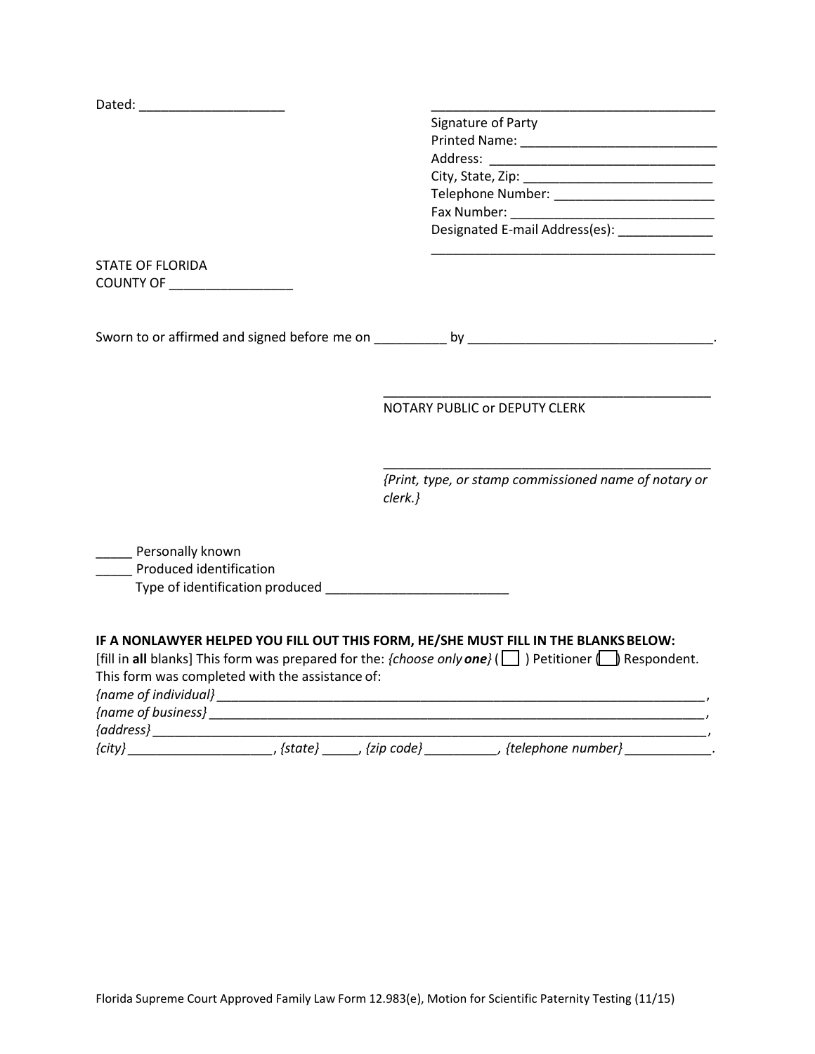Dated: ____________________

________________________________________
Signature of Party
Printed Name: ___________________________
Address: _______________________________
City, State, Zip: __________________________
Telephone Number: ______________________
Fax Number: ____________________________
Designated E-mail Address(es): _____________
________________________________________

STATE OF FLORIDA
COUNTY OF _________________

Sworn to or affirmed and signed before me on __________ by _________________________________.

_______________________________________________
NOTARY PUBLIC or DEPUTY CLERK

_______________________________________________
*{Print, type, or stamp commissioned name of notary or clerk.}*

_____ Personally known
_____ Produced identification
Type of identification produced _________________________

**IF A NONLAWYER HELPED YOU FILL OUT THIS FORM, HE/SHE MUST FILL IN THE BLANKS BELOW:**
[fill in **all** blanks] This form was prepared for the: *{choose only **one**}* ( ☐ ) Petitioner ( ☐ ) Respondent.
This form was completed with the assistance of:
*{name of individual}* ______________________________________________________________________,
*{name of business}* ______________________________________________________________________,
*{address}* ____________________________________________________________________________,
*{city}* ____________________, *{state}* _____, *{zip code}* __________, *{telephone number}* ____________.

Florida Supreme Court Approved Family Law Form 12.983(e), Motion for Scientific Paternity Testing (11/15)